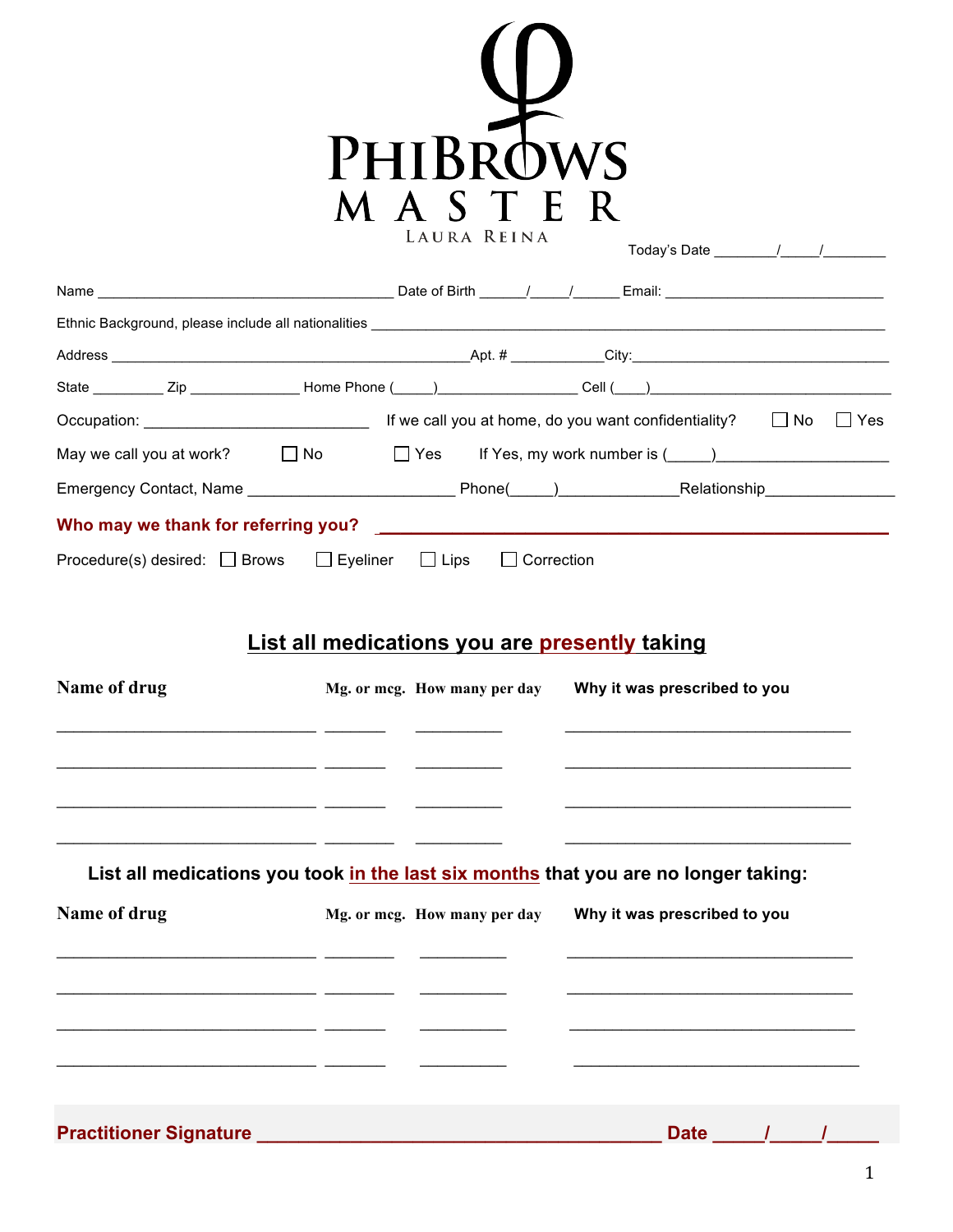# PHIBROWS MASTER

LAURA REINA

Today's Date ________/_____/________

Name _____________________________________ Date of Birth ______/_____/______ Email: ___________________________

Ethnic Background, please include all nationalities _________________________________________________________________

Address _____________________________________________Apt. # ___________City:_________________________________

State _________ Zip ______________ Home Phone (_____)_________________ Cell (____)_______________________________

Occupation: ___________________________ If we call you at home, do you want confidentiality? ☐ No ☐ Yes

May we call you at work? ☐ No ☐ Yes If Yes, my work number is (_____)____________________

Emergency Contact, Name ________________________ Phone(_____)______________Relationship_______________

**Who may we thank for referring you?** ________________________________________________________

Procedure(s) desired: ☐ Brows ☐ Eyeliner ☐ Lips ☐ Correction

## List all medications you are presently taking

| Name of drug | Mg. or mcg. | How many per day | Why it was prescribed to you |
|---|---|---|---|
| | | | |
| | | | |
| | | | |
| | | | |

## List all medications you took in the last six months that you are no longer taking:

| Name of drug | Mg. or mcg. | How many per day | Why it was prescribed to you |
|---|---|---|---|
| | | | |
| | | | |
| | | | |
| | | | |

**Practitioner Signature** ________________________________________ **Date** _____/_____/_____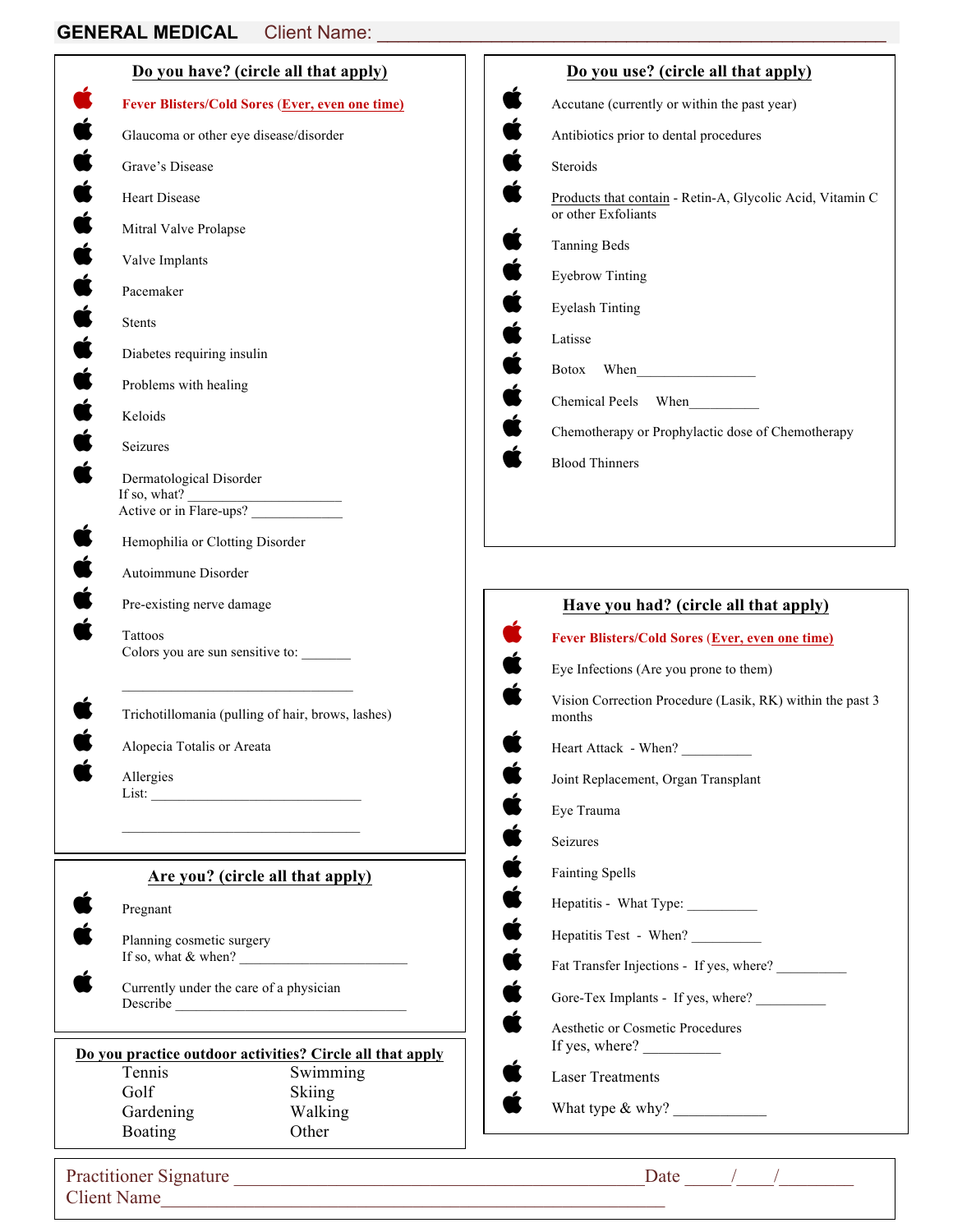## GENERAL MEDICAL    Client Name: ______________________________________________

### Do you have? (circle all that apply)

- **Fever Blisters/Cold Sores (Ever, even one time)**
- Glaucoma or other eye disease/disorder
- Grave's Disease
- Heart Disease
- Mitral Valve Prolapse
- Valve Implants
- Pacemaker
- Stents
- Diabetes requiring insulin
- Problems with healing
- Keloids
- Seizures
- Dermatological Disorder
  If so, what? ____________________
  Active or in Flare-ups? ____________
- Hemophilia or Clotting Disorder
- Autoimmune Disorder
- Pre-existing nerve damage
- Tattoos
  Colors you are sun sensitive to: _______
  ______________________________
- Trichotillomania (pulling of hair, brows, lashes)
- Alopecia Totalis or Areata
- Allergies
  List: ___________________________
  ______________________________

### Are you? (circle all that apply)

- Pregnant
- Planning cosmetic surgery
  If so, what & when? ______________________
- Currently under the care of a physician
  Describe ______________________________

### Do you practice outdoor activities? Circle all that apply

| | |
|---|---|
| Tennis | Swimming |
| Golf | Skiing |
| Gardening | Walking |
| Boating | Other |

### Do you use? (circle all that apply)

- Accutane (currently or within the past year)
- Antibiotics prior to dental procedures
- Steroids
- Products that contain - Retin-A, Glycolic Acid, Vitamin C or other Exfoliants
- Tanning Beds
- Eyebrow Tinting
- Eyelash Tinting
- Latisse
- Botox    When________________
- Chemical Peels    When_________
- Chemotherapy or Prophylactic dose of Chemotherapy
- Blood Thinners

### Have you had? (circle all that apply)

- **Fever Blisters/Cold Sores (Ever, even one time)**
- Eye Infections (Are you prone to them)
- Vision Correction Procedure (Lasik, RK) within the past 3 months
- Heart Attack - When? __________
- Joint Replacement, Organ Transplant
- Eye Trauma
- Seizures
- Fainting Spells
- Hepatitis - What Type: __________
- Hepatitis Test - When? __________
- Fat Transfer Injections - If yes, where? __________
- Gore-Tex Implants - If yes, where? __________
- Aesthetic or Cosmetic Procedures
  If yes, where? __________
- Laser Treatments
- What type & why? ____________

Practitioner Signature ______________________________________________ Date _____/____/________
Client Name______________________________________________________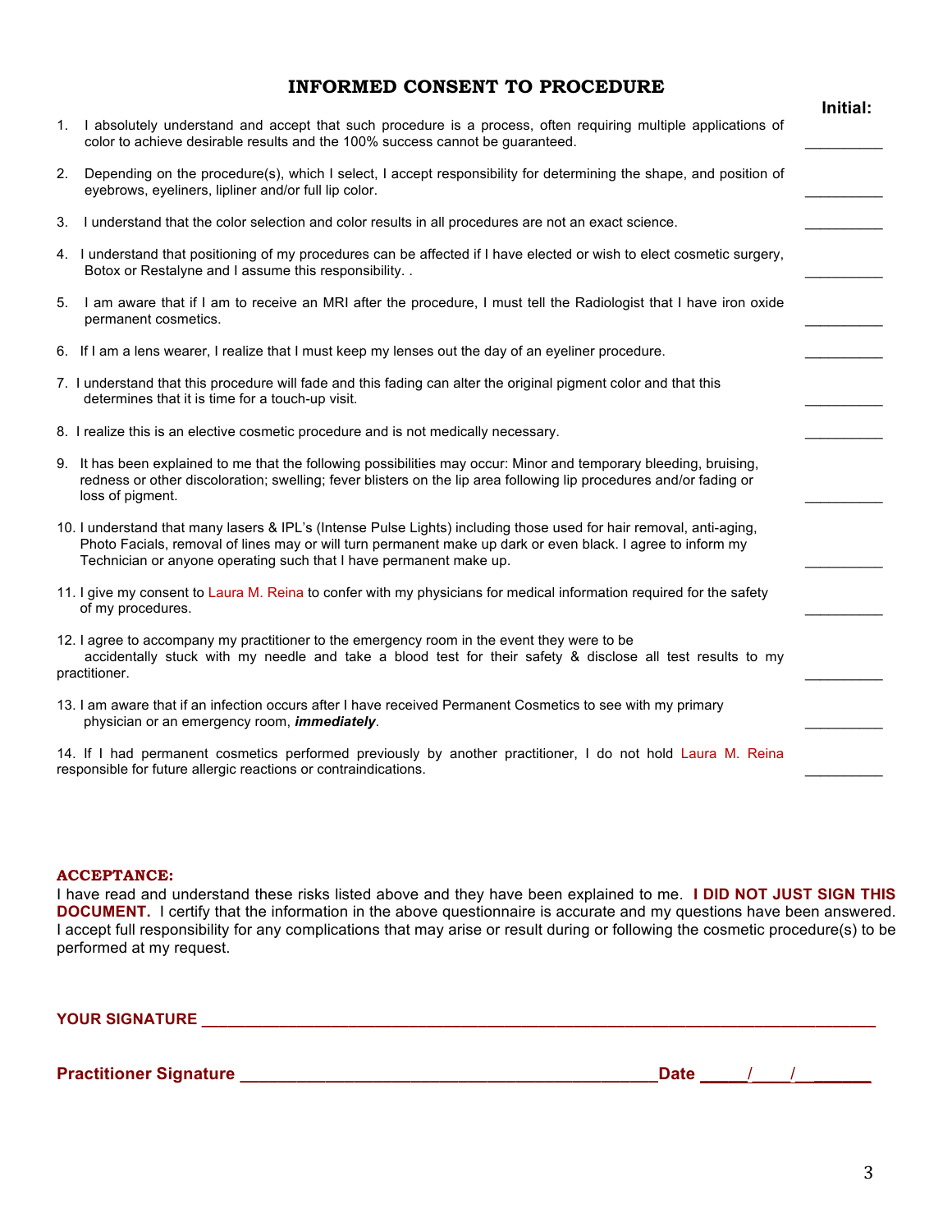# INFORMED CONSENT TO PROCEDURE

**Initial:**

1. I absolutely understand and accept that such procedure is a process, often requiring multiple applications of color to achieve desirable results and the 100% success cannot be guaranteed. __________

2. Depending on the procedure(s), which I select, I accept responsibility for determining the shape, and position of eyebrows, eyeliners, lipliner and/or full lip color. __________

3. I understand that the color selection and color results in all procedures are not an exact science. __________

4. I understand that positioning of my procedures can be affected if I have elected or wish to elect cosmetic surgery, Botox or Restalyne and I assume this responsibility. . __________

5. I am aware that if I am to receive an MRI after the procedure, I must tell the Radiologist that I have iron oxide permanent cosmetics. __________

6. If I am a lens wearer, I realize that I must keep my lenses out the day of an eyeliner procedure. __________

7. I understand that this procedure will fade and this fading can alter the original pigment color and that this determines that it is time for a touch-up visit. __________

8. I realize this is an elective cosmetic procedure and is not medically necessary. __________

9. It has been explained to me that the following possibilities may occur: Minor and temporary bleeding, bruising, redness or other discoloration; swelling; fever blisters on the lip area following lip procedures and/or fading or loss of pigment. __________

10. I understand that many lasers & IPL's (Intense Pulse Lights) including those used for hair removal, anti-aging, Photo Facials, removal of lines may or will turn permanent make up dark or even black. I agree to inform my Technician or anyone operating such that I have permanent make up. __________

11. I give my consent to Laura M. Reina to confer with my physicians for medical information required for the safety of my procedures. __________

12. I agree to accompany my practitioner to the emergency room in the event they were to be accidentally stuck with my needle and take a blood test for their safety & disclose all test results to my practitioner. __________

13. I am aware that if an infection occurs after I have received Permanent Cosmetics to see with my primary physician or an emergency room, ***immediately***. __________

14. If I had permanent cosmetics performed previously by another practitioner, I do not hold Laura M. Reina responsible for future allergic reactions or contraindications. __________

**ACCEPTANCE:**

I have read and understand these risks listed above and they have been explained to me. **I DID NOT JUST SIGN THIS DOCUMENT.** I certify that the information in the above questionnaire is accurate and my questions have been answered. I accept full responsibility for any complications that may arise or result during or following the cosmetic procedure(s) to be performed at my request.

**YOUR SIGNATURE** ____________________________________________________________________

**Practitioner Signature** ______________________________________________ **Date** _____/____/_________